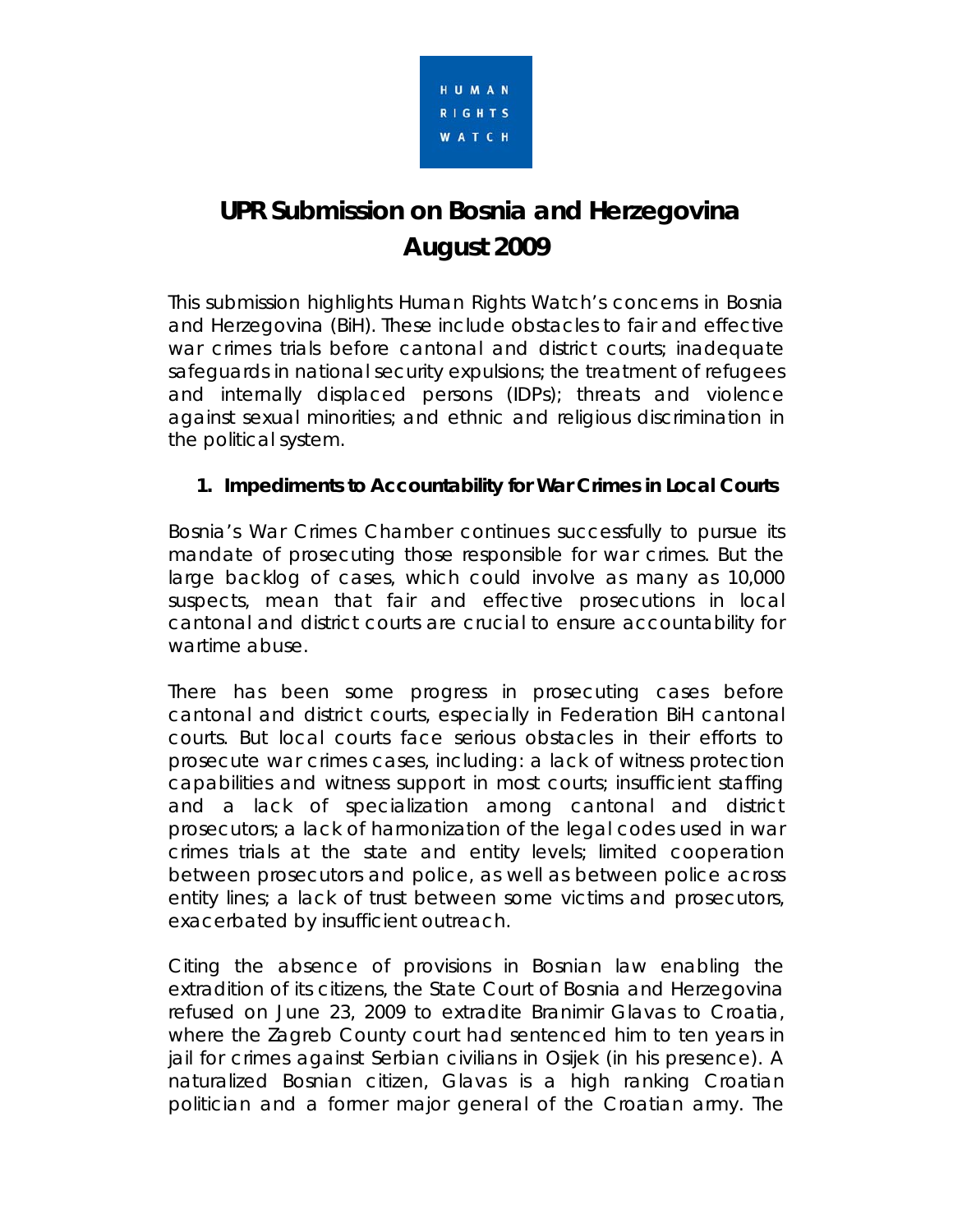HUMAN RIGHTS WATCH

# UPR Submission on Bosnia and Herzegovina
# August 2009

This submission highlights Human Rights Watch's concerns in Bosnia and Herzegovina (BiH). These include obstacles to fair and effective war crimes trials before cantonal and district courts; inadequate safeguards in national security expulsions; the treatment of refugees and internally displaced persons (IDPs); threats and violence against sexual minorities; and ethnic and religious discrimination in the political system.

## 1. Impediments to Accountability for War Crimes in Local Courts

Bosnia's War Crimes Chamber continues successfully to pursue its mandate of prosecuting those responsible for war crimes. But the large backlog of cases, which could involve as many as 10,000 suspects, mean that fair and effective prosecutions in local cantonal and district courts are crucial to ensure accountability for wartime abuse.

There has been some progress in prosecuting cases before cantonal and district courts, especially in Federation BiH cantonal courts. But local courts face serious obstacles in their efforts to prosecute war crimes cases, including: a lack of witness protection capabilities and witness support in most courts; insufficient staffing and a lack of specialization among cantonal and district prosecutors; a lack of harmonization of the legal codes used in war crimes trials at the state and entity levels; limited cooperation between prosecutors and police, as well as between police across entity lines; a lack of trust between some victims and prosecutors, exacerbated by insufficient outreach.

Citing the absence of provisions in Bosnian law enabling the extradition of its citizens, the State Court of Bosnia and Herzegovina refused on June 23, 2009 to extradite Branimir Glavas to Croatia, where the Zagreb County court had sentenced him to ten years in jail for crimes against Serbian civilians in Osijek (in his presence). A naturalized Bosnian citizen, Glavas is a high ranking Croatian politician and a former major general of the Croatian army. The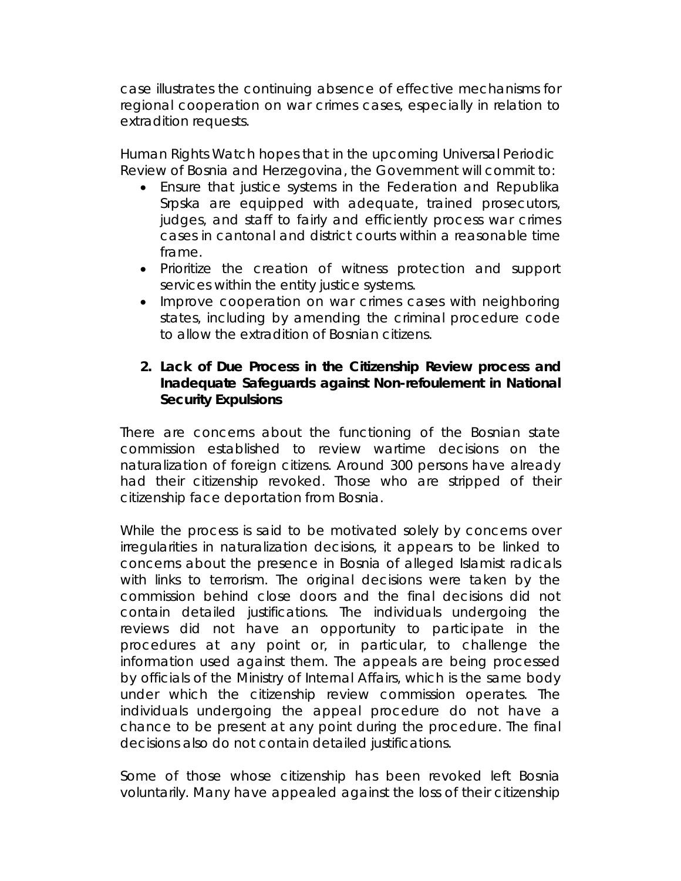case illustrates the continuing absence of effective mechanisms for regional cooperation on war crimes cases, especially in relation to extradition requests.

Human Rights Watch hopes that in the upcoming Universal Periodic Review of Bosnia and Herzegovina, the Government will commit to:

- Ensure that justice systems in the Federation and Republika Srpska are equipped with adequate, trained prosecutors, judges, and staff to fairly and efficiently process war crimes cases in cantonal and district courts within a reasonable time frame.
- Prioritize the creation of witness protection and support services within the entity justice systems.
- Improve cooperation on war crimes cases with neighboring states, including by amending the criminal procedure code to allow the extradition of Bosnian citizens.

## 2. Lack of Due Process in the Citizenship Review process and Inadequate Safeguards against Non-refoulement in National Security Expulsions

There are concerns about the functioning of the Bosnian state commission established to review wartime decisions on the naturalization of foreign citizens. Around 300 persons have already had their citizenship revoked. Those who are stripped of their citizenship face deportation from Bosnia.

While the process is said to be motivated solely by concerns over irregularities in naturalization decisions, it appears to be linked to concerns about the presence in Bosnia of alleged Islamist radicals with links to terrorism. The original decisions were taken by the commission behind close doors and the final decisions did not contain detailed justifications. The individuals undergoing the reviews did not have an opportunity to participate in the procedures at any point or, in particular, to challenge the information used against them. The appeals are being processed by officials of the Ministry of Internal Affairs, which is the same body under which the citizenship review commission operates. The individuals undergoing the appeal procedure do not have a chance to be present at any point during the procedure. The final decisions also do not contain detailed justifications.

Some of those whose citizenship has been revoked left Bosnia voluntarily. Many have appealed against the loss of their citizenship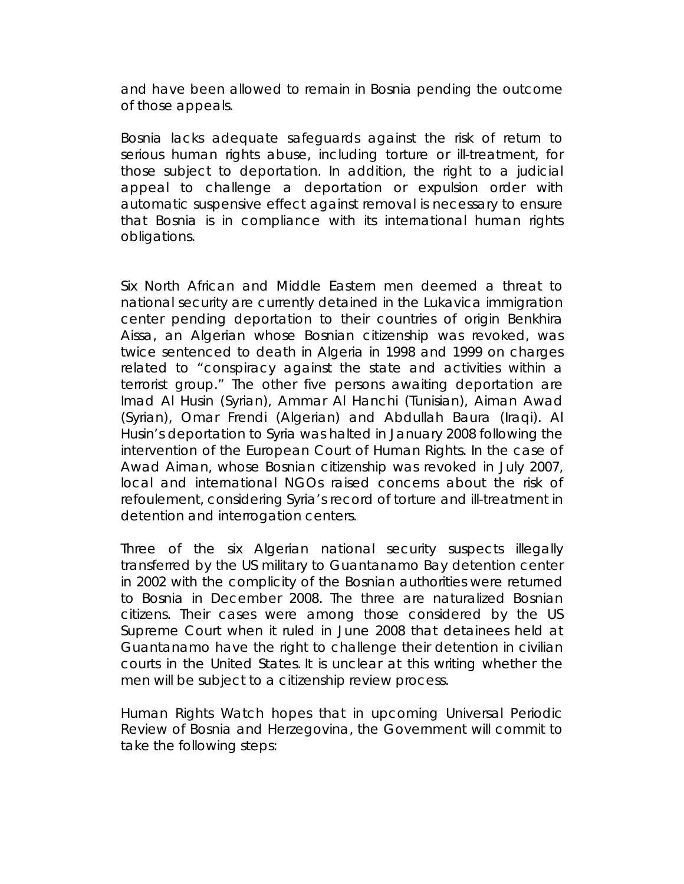and have been allowed to remain in Bosnia pending the outcome of those appeals.

Bosnia lacks adequate safeguards against the risk of return to serious human rights abuse, including torture or ill-treatment, for those subject to deportation. In addition, the right to a judicial appeal to challenge a deportation or expulsion order with automatic suspensive effect against removal is necessary to ensure that Bosnia is in compliance with its international human rights obligations.

Six North African and Middle Eastern men deemed a threat to national security are currently detained in the Lukavica immigration center pending deportation to their countries of origin Benkhira Aissa, an Algerian whose Bosnian citizenship was revoked, was twice sentenced to death in Algeria in 1998 and 1999 on charges related to "conspiracy against the state and activities within a terrorist group." The other five persons awaiting deportation are Imad Al Husin (Syrian), Ammar Al Hanchi (Tunisian), Aiman Awad (Syrian), Omar Frendi (Algerian) and Abdullah Baura (Iraqi). Al Husin's deportation to Syria was halted in January 2008 following the intervention of the European Court of Human Rights. In the case of Awad Aiman, whose Bosnian citizenship was revoked in July 2007, local and international NGOs raised concerns about the risk of refoulement, considering Syria's record of torture and ill-treatment in detention and interrogation centers.

Three of the six Algerian national security suspects illegally transferred by the US military to Guantanamo Bay detention center in 2002 with the complicity of the Bosnian authorities were returned to Bosnia in December 2008. The three are naturalized Bosnian citizens. Their cases were among those considered by the US Supreme Court when it ruled in June 2008 that detainees held at Guantanamo have the right to challenge their detention in civilian courts in the United States. It is unclear at this writing whether the men will be subject to a citizenship review process.

Human Rights Watch hopes that in upcoming Universal Periodic Review of Bosnia and Herzegovina, the Government will commit to take the following steps: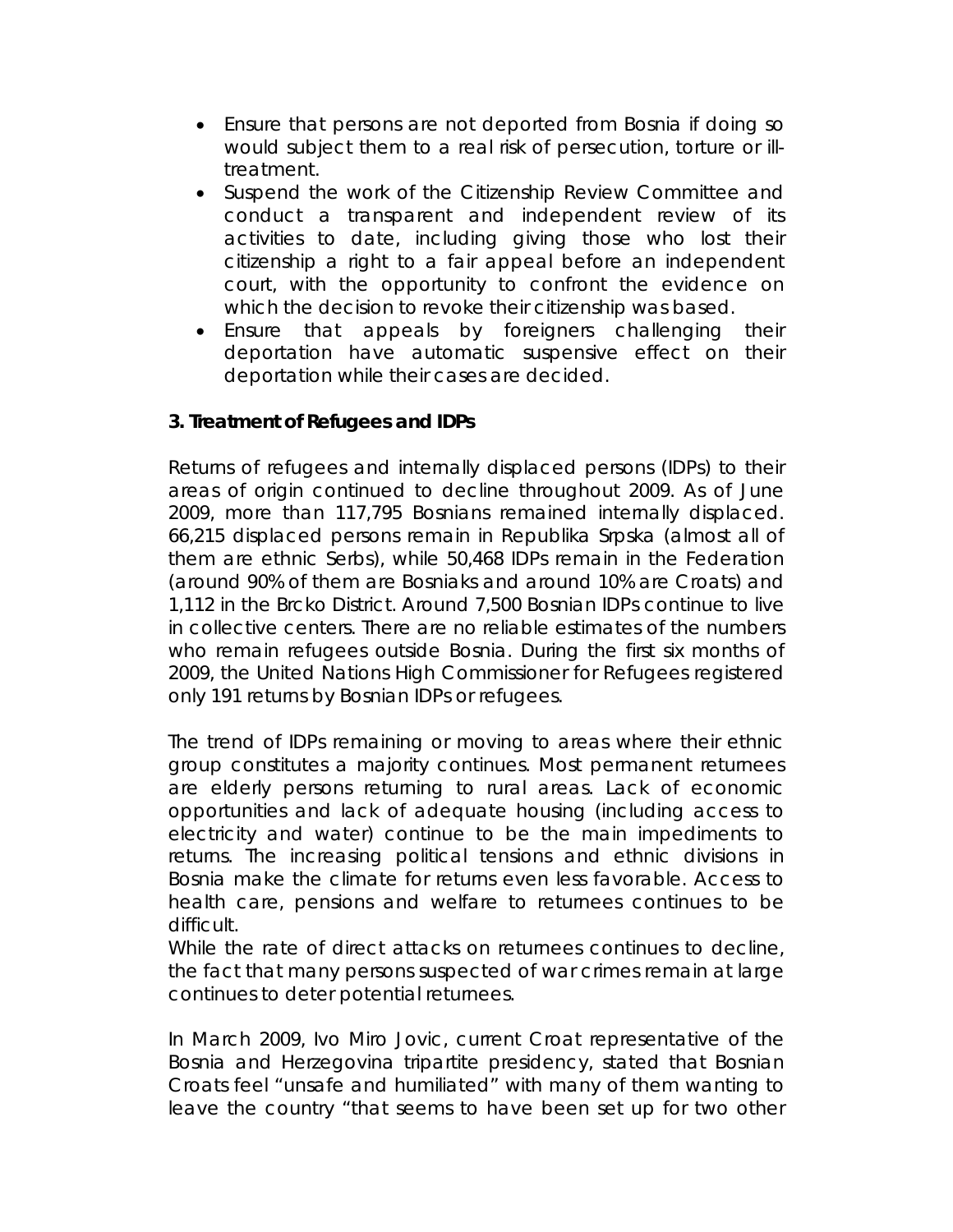- Ensure that persons are not deported from Bosnia if doing so would subject them to a real risk of persecution, torture or ill-treatment.
- Suspend the work of the Citizenship Review Committee and conduct a transparent and independent review of its activities to date, including giving those who lost their citizenship a right to a fair appeal before an independent court, with the opportunity to confront the evidence on which the decision to revoke their citizenship was based.
- Ensure that appeals by foreigners challenging their deportation have automatic suspensive effect on their deportation while their cases are decided.

**3. Treatment of Refugees and IDPs**

Returns of refugees and internally displaced persons (IDPs) to their areas of origin continued to decline throughout 2009. As of June 2009, more than 117,795 Bosnians remained internally displaced. 66,215 displaced persons remain in Republika Srpska (almost all of them are ethnic Serbs), while 50,468 IDPs remain in the Federation (around 90% of them are Bosniaks and around 10% are Croats) and 1,112 in the Brcko District. Around 7,500 Bosnian IDPs continue to live in collective centers. There are no reliable estimates of the numbers who remain refugees outside Bosnia. During the first six months of 2009, the United Nations High Commissioner for Refugees registered only 191 returns by Bosnian IDPs or refugees.

The trend of IDPs remaining or moving to areas where their ethnic group constitutes a majority continues. Most permanent returnees are elderly persons returning to rural areas. Lack of economic opportunities and lack of adequate housing (including access to electricity and water) continue to be the main impediments to returns. The increasing political tensions and ethnic divisions in Bosnia make the climate for returns even less favorable. Access to health care, pensions and welfare to returnees continues to be difficult.

While the rate of direct attacks on returnees continues to decline, the fact that many persons suspected of war crimes remain at large continues to deter potential returnees.

In March 2009, Ivo Miro Jovic, current Croat representative of the Bosnia and Herzegovina tripartite presidency, stated that Bosnian Croats feel "unsafe and humiliated" with many of them wanting to leave the country "that seems to have been set up for two other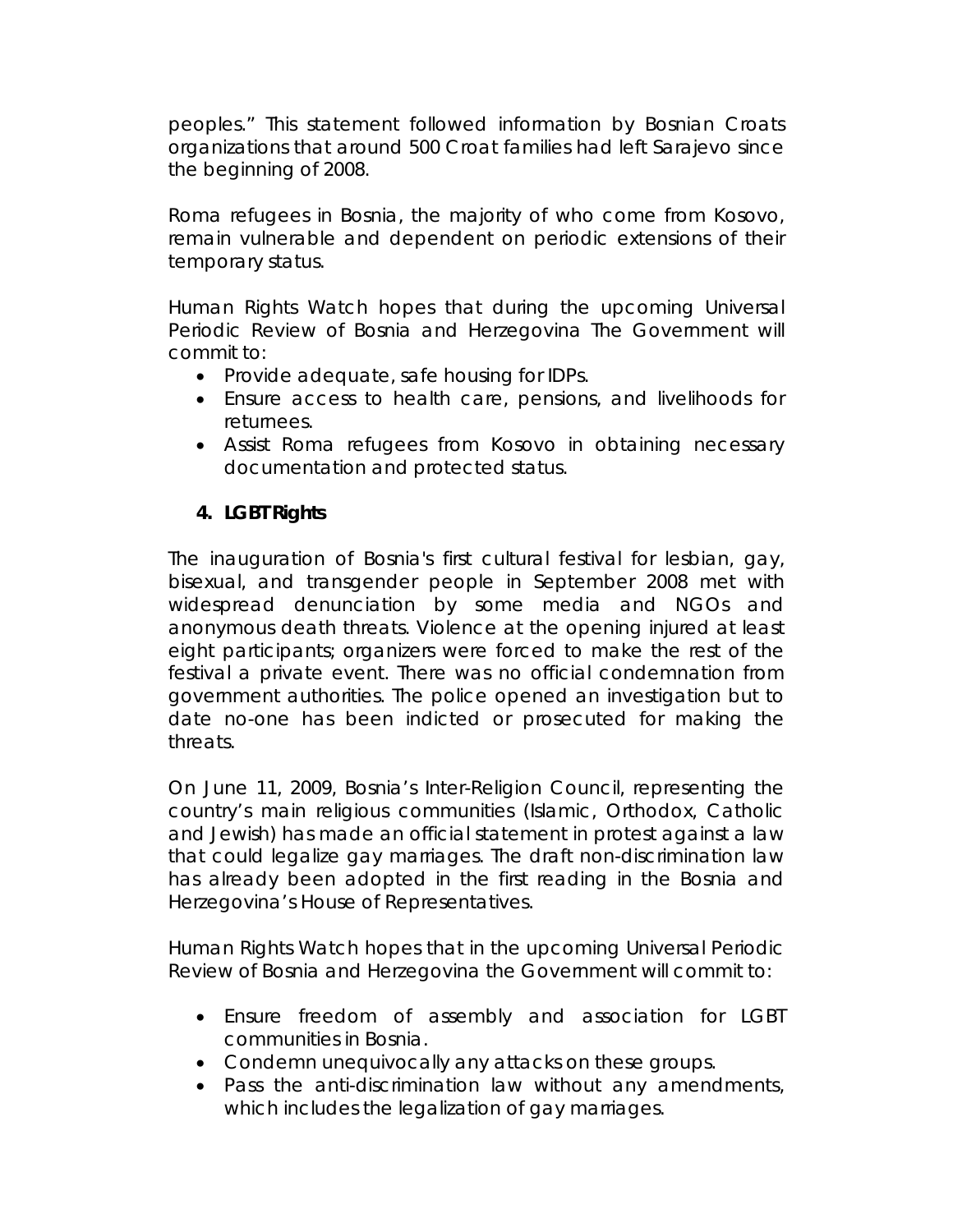peoples." This statement followed information by Bosnian Croats organizations that around 500 Croat families had left Sarajevo since the beginning of 2008.

Roma refugees in Bosnia, the majority of who come from Kosovo, remain vulnerable and dependent on periodic extensions of their temporary status.

Human Rights Watch hopes that during the upcoming Universal Periodic Review of Bosnia and Herzegovina The Government will commit to:

- Provide adequate, safe housing for IDPs.
- Ensure access to health care, pensions, and livelihoods for returnees.
- Assist Roma refugees from Kosovo in obtaining necessary documentation and protected status.

### 4. LGBT Rights

The inauguration of Bosnia's first cultural festival for lesbian, gay, bisexual, and transgender people in September 2008 met with widespread denunciation by some media and NGOs and anonymous death threats. Violence at the opening injured at least eight participants; organizers were forced to make the rest of the festival a private event. There was no official condemnation from government authorities. The police opened an investigation but to date no-one has been indicted or prosecuted for making the threats.

On June 11, 2009, Bosnia's Inter-Religion Council, representing the country's main religious communities (Islamic, Orthodox, Catholic and Jewish) has made an official statement in protest against a law that could legalize gay marriages. The draft non-discrimination law has already been adopted in the first reading in the Bosnia and Herzegovina's House of Representatives.

Human Rights Watch hopes that in the upcoming Universal Periodic Review of Bosnia and Herzegovina the Government will commit to:

- Ensure freedom of assembly and association for LGBT communities in Bosnia.
- Condemn unequivocally any attacks on these groups.
- Pass the anti-discrimination law without any amendments, which includes the legalization of gay marriages.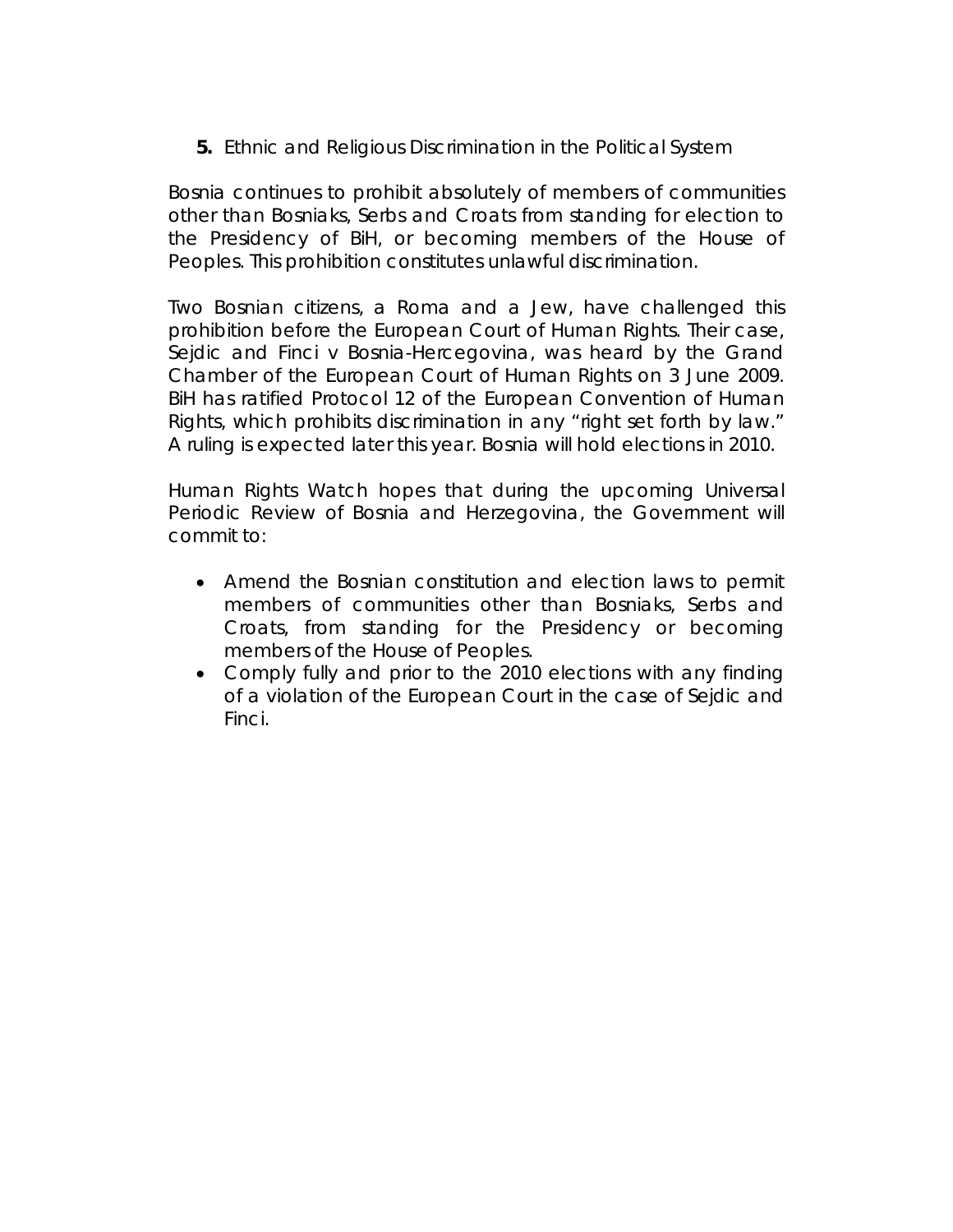5. Ethnic and Religious Discrimination in the Political System

Bosnia continues to prohibit absolutely of members of communities other than Bosniaks, Serbs and Croats from standing for election to the Presidency of BiH, or becoming members of the House of Peoples. This prohibition constitutes unlawful discrimination.

Two Bosnian citizens, a Roma and a Jew, have challenged this prohibition before the European Court of Human Rights. Their case, Sejdic and Finci v Bosnia-Hercegovina, was heard by the Grand Chamber of the European Court of Human Rights on 3 June 2009. BiH has ratified Protocol 12 of the European Convention of Human Rights, which prohibits discrimination in any "right set forth by law." A ruling is expected later this year. Bosnia will hold elections in 2010.

Human Rights Watch hopes that during the upcoming Universal Periodic Review of Bosnia and Herzegovina, the Government will commit to:

- Amend the Bosnian constitution and election laws to permit members of communities other than Bosniaks, Serbs and Croats, from standing for the Presidency or becoming members of the House of Peoples.
- Comply fully and prior to the 2010 elections with any finding of a violation of the European Court in the case of Sejdic and Finci.